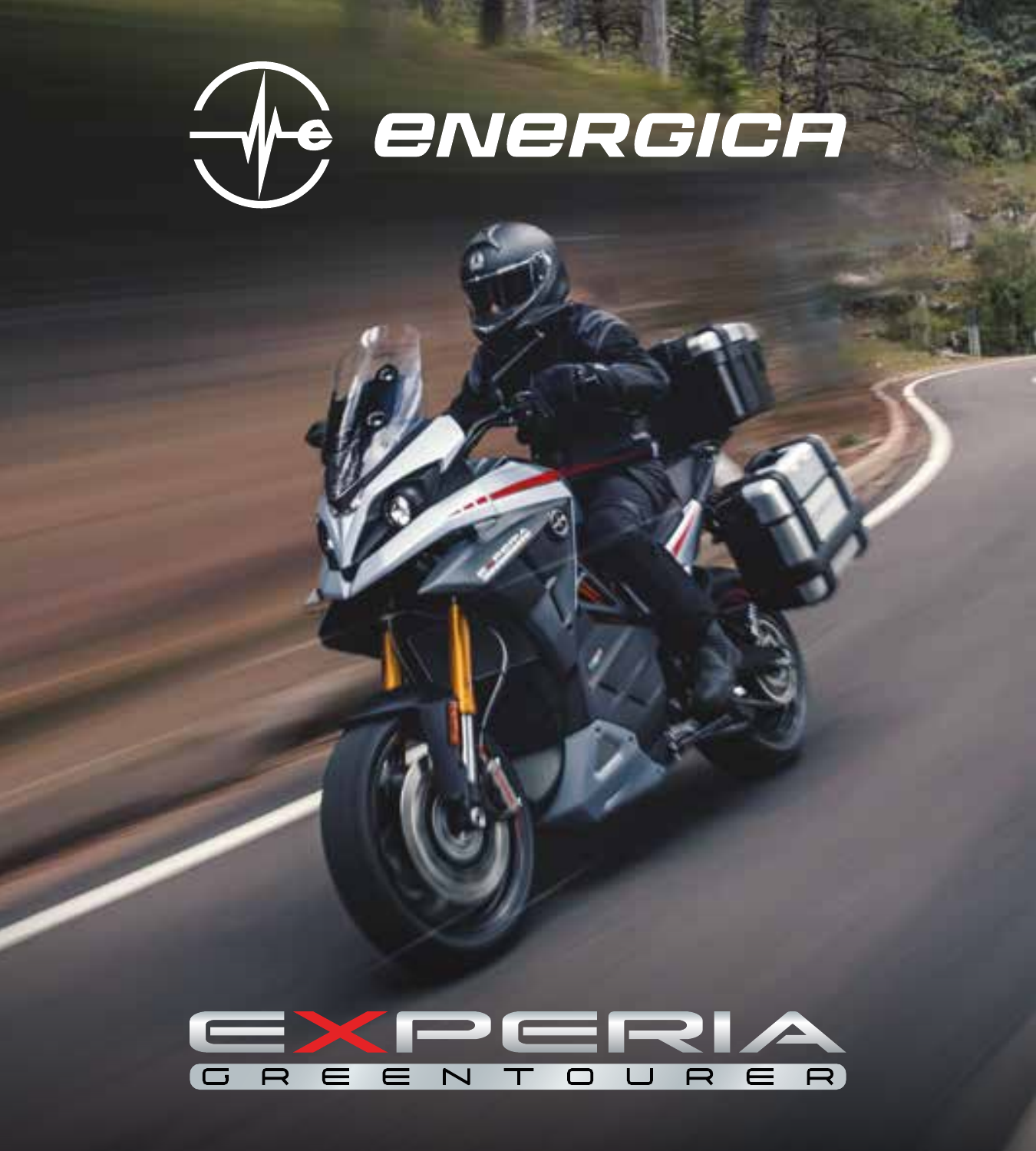# ENERGICA

# EXPERIA

GREENTOURER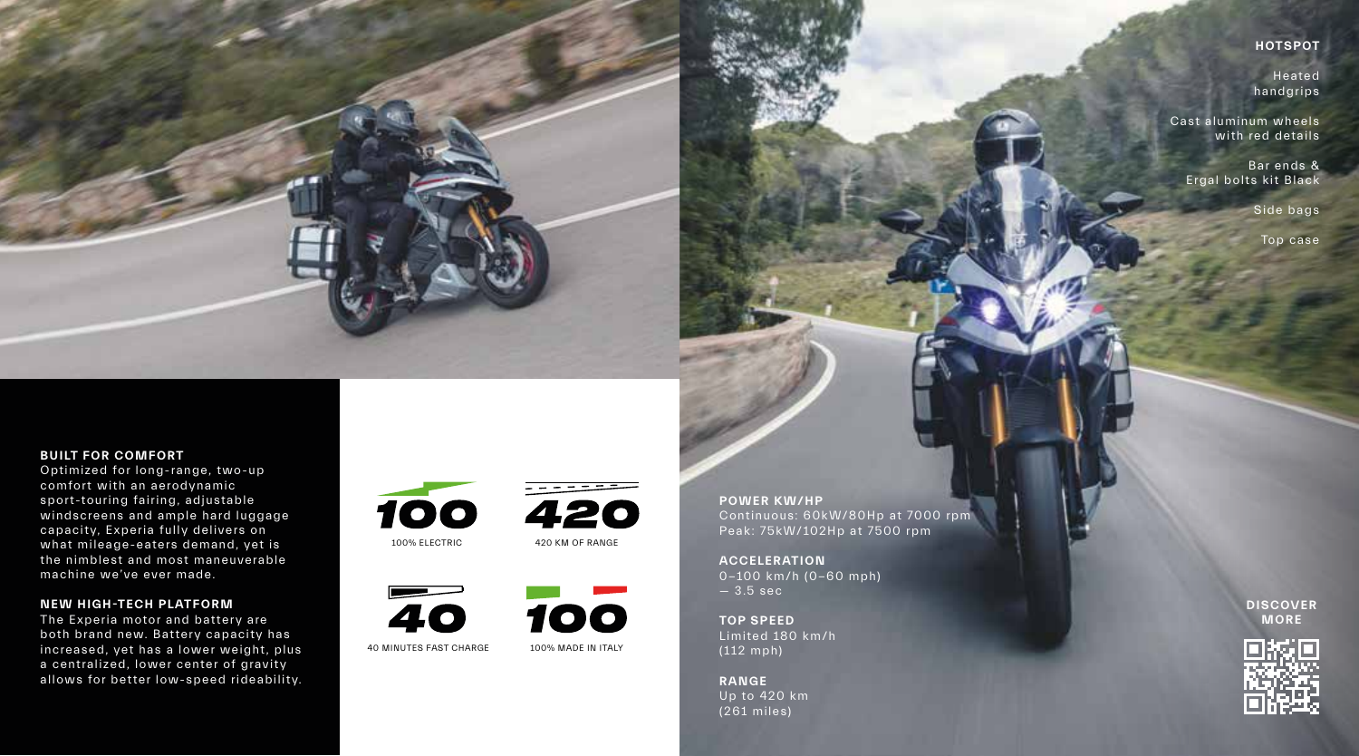**HOTSPOT**

Heated handgrips

Cast aluminum wheels with red details

Bar ends & Ergal bolts kit Black

Side bags

Top case

**BUILT FOR COMFORT**

Optimized for long-range, two-up comfort with an aerodynamic sport-touring fairing, adjustable windscreens and ample hard luggage capacity, Experia fully delivers on what mileage-eaters demand, yet is the nimblest and most maneuverable machine we've ever made.

**NEW HIGH-TECH PLATFORM**

The Experia motor and battery are both brand new. Battery capacity has increased, yet has a lower weight, plus a centralized, lower center of gravity allows for better low-speed rideability.

**100**
100% ELECTRIC

**420**
420 KM OF RANGE

**40**
40 MINUTES FAST CHARGE

**100**
100% MADE IN ITALY

**POWER KW/HP**
Continuous: 60kW/80Hp at 7000 rpm
Peak: 75kW/102Hp at 7500 rpm

**ACCELERATION**
0–100 km/h (0–60 mph) — 3.5 sec

**TOP SPEED**
Limited 180 km/h (112 mph)

**RANGE**
Up to 420 km (261 miles)

**DISCOVER MORE**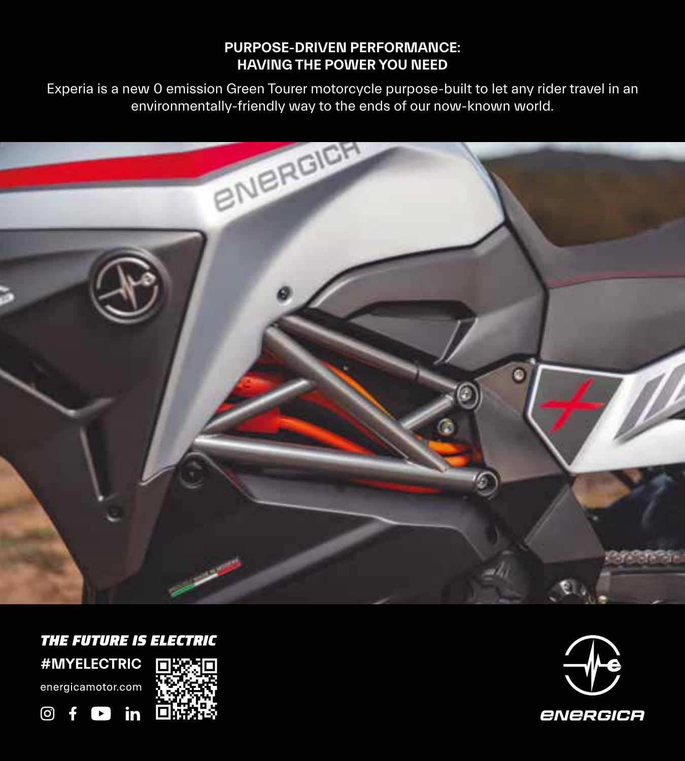**PURPOSE-DRIVEN PERFORMANCE:**
**HAVING THE POWER YOU NEED**

Experia is a new 0 emission Green Tourer motorcycle purpose-built to let any rider travel in an environmentally-friendly way to the ends of our now-known world.

***THE FUTURE IS ELECTRIC***

**#MYELECTRIC**

energicamotor.com

ENERGICA